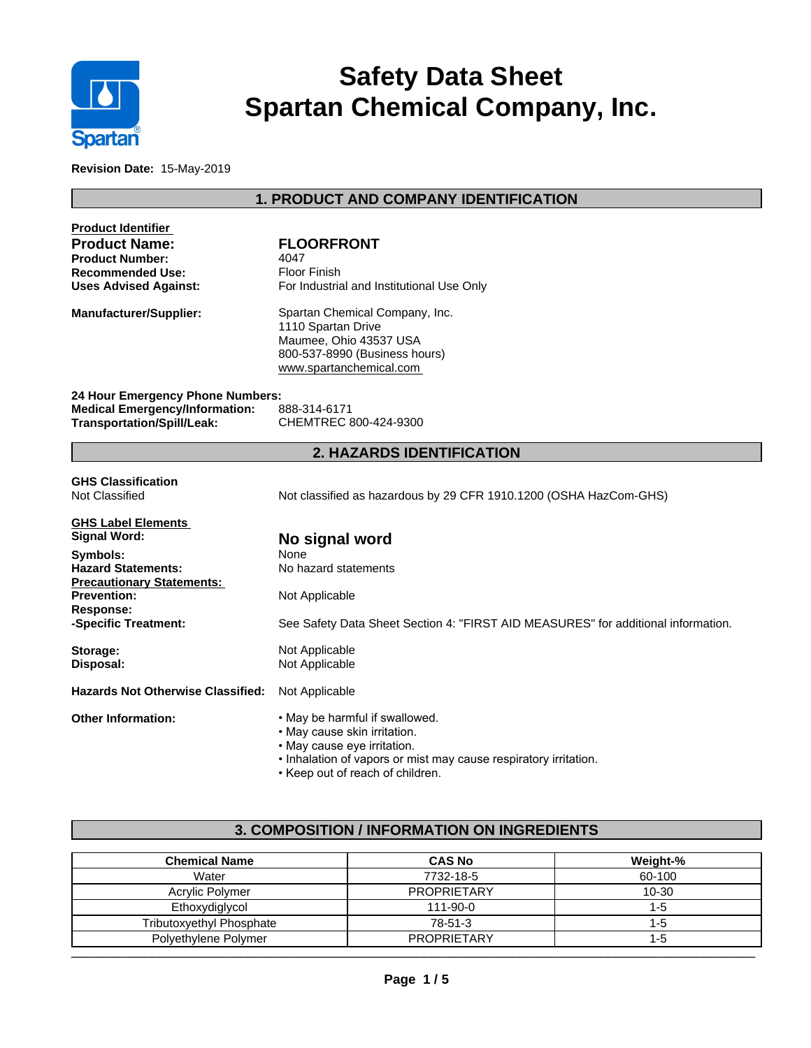# Safety Data Sheet
# Spartan Chemical Company, Inc.

**Revision Date:** 15-May-2019

## 1. PRODUCT AND COMPANY IDENTIFICATION

**Product Identifier**

| | |
|---|---|
| **Product Name:** | **FLOORFRONT** |
| **Product Number:** | 4047 |
| **Recommended Use:** | Floor Finish |
| **Uses Advised Against:** | For Industrial and Institutional Use Only |

**Manufacturer/Supplier:**
Spartan Chemical Company, Inc.
1110 Spartan Drive
Maumee, Ohio 43537 USA
800-537-8990 (Business hours)
www.spartanchemical.com

**24 Hour Emergency Phone Numbers:**

| | |
|---|---|
| **Medical Emergency/Information:** | 888-314-6171 |
| **Transportation/Spill/Leak:** | CHEMTREC 800-424-9300 |

## 2. HAZARDS IDENTIFICATION

**GHS Classification**
Not Classified — Not classified as hazardous by 29 CFR 1910.1200 (OSHA HazCom-GHS)

**GHS Label Elements**

| | |
|---|---|
| **Signal Word:** | **No signal word** |
| **Symbols:** | None |
| **Hazard Statements:** | No hazard statements |

**Precautionary Statements:**

| | |
|---|---|
| **Prevention:** | Not Applicable |
| **Response:** | |
| **-Specific Treatment:** | See Safety Data Sheet Section 4: "FIRST AID MEASURES" for additional information. |
| **Storage:** | Not Applicable |
| **Disposal:** | Not Applicable |

**Hazards Not Otherwise Classified:** Not Applicable

**Other Information:**
- May be harmful if swallowed.
- May cause skin irritation.
- May cause eye irritation.
- Inhalation of vapors or mist may cause respiratory irritation.
- Keep out of reach of children.

## 3. COMPOSITION / INFORMATION ON INGREDIENTS

| Chemical Name | CAS No | Weight-% |
|---|---|---|
| Water | 7732-18-5 | 60-100 |
| Acrylic Polymer | PROPRIETARY | 10-30 |
| Ethoxydiglycol | 111-90-0 | 1-5 |
| Tributoxyethyl Phosphate | 78-51-3 | 1-5 |
| Polyethylene Polymer | PROPRIETARY | 1-5 |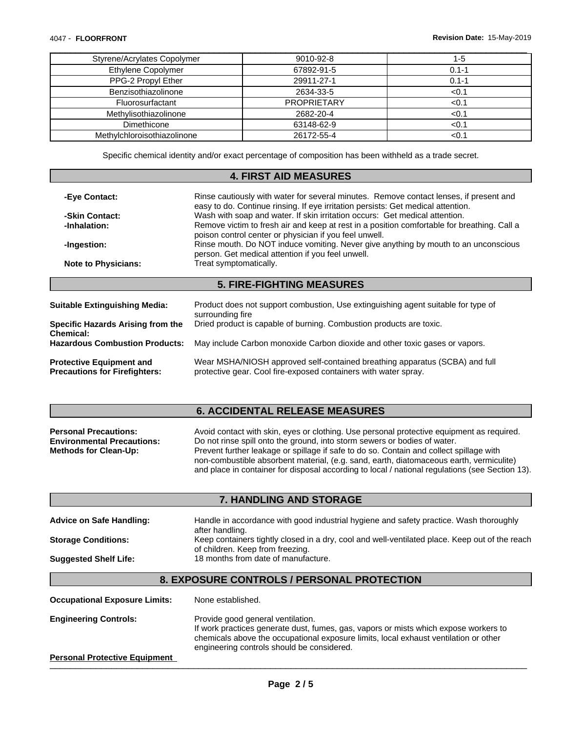| Styrene/Acrylates Copolymer | 9010-92-8 | 1-5 |
|---|---|---|
| Ethylene Copolymer | 67892-91-5 | 0.1-1 |
| PPG-2 Propyl Ether | 29911-27-1 | 0.1-1 |
| Benzisothiazolinone | 2634-33-5 | <0.1 |
| Fluorosurfactant | PROPRIETARY | <0.1 |
| Methylisothiazolinone | 2682-20-4 | <0.1 |
| Dimethicone | 63148-62-9 | <0.1 |
| Methylchloroisothiazolinone | 26172-55-4 | <0.1 |

Specific chemical identity and/or exact percentage of composition has been withheld as a trade secret.

## 4. FIRST AID MEASURES

**-Eye Contact:** Rinse cautiously with water for several minutes. Remove contact lenses, if present and easy to do. Continue rinsing. If eye irritation persists: Get medical attention.

**-Skin Contact:** Wash with soap and water. If skin irritation occurs: Get medical attention.

**-Inhalation:** Remove victim to fresh air and keep at rest in a position comfortable for breathing. Call a poison control center or physician if you feel unwell.

**-Ingestion:** Rinse mouth. Do NOT induce vomiting. Never give anything by mouth to an unconscious person. Get medical attention if you feel unwell.

**Note to Physicians:** Treat symptomatically.

## 5. FIRE-FIGHTING MEASURES

**Suitable Extinguishing Media:** Product does not support combustion, Use extinguishing agent suitable for type of surrounding fire

**Specific Hazards Arising from the Chemical:** Dried product is capable of burning. Combustion products are toxic.

**Hazardous Combustion Products:** May include Carbon monoxide Carbon dioxide and other toxic gases or vapors.

**Protective Equipment and Precautions for Firefighters:** Wear MSHA/NIOSH approved self-contained breathing apparatus (SCBA) and full protective gear. Cool fire-exposed containers with water spray.

## 6. ACCIDENTAL RELEASE MEASURES

**Personal Precautions:** Avoid contact with skin, eyes or clothing. Use personal protective equipment as required.

**Environmental Precautions:** Do not rinse spill onto the ground, into storm sewers or bodies of water.

**Methods for Clean-Up:** Prevent further leakage or spillage if safe to do so. Contain and collect spillage with non-combustible absorbent material, (e.g. sand, earth, diatomaceous earth, vermiculite) and place in container for disposal according to local / national regulations (see Section 13).

## 7. HANDLING AND STORAGE

**Advice on Safe Handling:** Handle in accordance with good industrial hygiene and safety practice. Wash thoroughly after handling.

**Storage Conditions:** Keep containers tightly closed in a dry, cool and well-ventilated place. Keep out of the reach of children. Keep from freezing.

**Suggested Shelf Life:** 18 months from date of manufacture.

## 8. EXPOSURE CONTROLS / PERSONAL PROTECTION

**Occupational Exposure Limits:** None established.

**Engineering Controls:** Provide good general ventilation.
If work practices generate dust, fumes, gas, vapors or mists which expose workers to chemicals above the occupational exposure limits, local exhaust ventilation or other engineering controls should be considered.

**Personal Protective Equipment**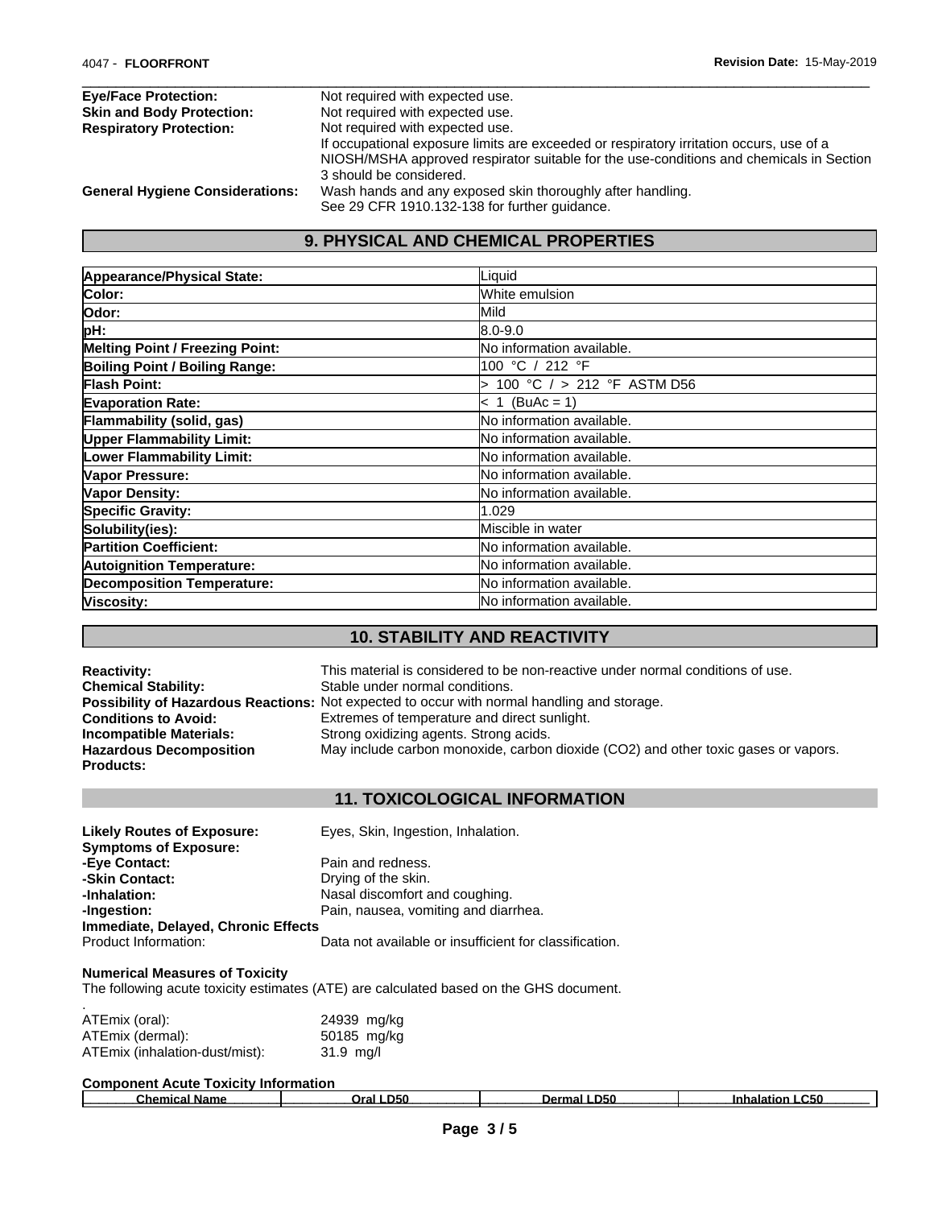| | |
|---|---|
| **Eye/Face Protection:** | Not required with expected use. |
| **Skin and Body Protection:** | Not required with expected use. |
| **Respiratory Protection:** | Not required with expected use. If occupational exposure limits are exceeded or respiratory irritation occurs, use of a NIOSH/MSHA approved respirator suitable for the use-conditions and chemicals in Section 3 should be considered. |
| **General Hygiene Considerations:** | Wash hands and any exposed skin thoroughly after handling. See 29 CFR 1910.132-138 for further guidance. |

## 9. PHYSICAL AND CHEMICAL PROPERTIES

| | |
|---|---|
| **Appearance/Physical State:** | Liquid |
| **Color:** | White emulsion |
| **Odor:** | Mild |
| **pH:** | 8.0-9.0 |
| **Melting Point / Freezing Point:** | No information available. |
| **Boiling Point / Boiling Range:** | 100 °C / 212 °F |
| **Flash Point:** | > 100 °C / > 212 °F ASTM D56 |
| **Evaporation Rate:** | < 1 (BuAc = 1) |
| **Flammability (solid, gas)** | No information available. |
| **Upper Flammability Limit:** | No information available. |
| **Lower Flammability Limit:** | No information available. |
| **Vapor Pressure:** | No information available. |
| **Vapor Density:** | No information available. |
| **Specific Gravity:** | 1.029 |
| **Solubility(ies):** | Miscible in water |
| **Partition Coefficient:** | No information available. |
| **Autoignition Temperature:** | No information available. |
| **Decomposition Temperature:** | No information available. |
| **Viscosity:** | No information available. |

## 10. STABILITY AND REACTIVITY

| | |
|---|---|
| **Reactivity:** | This material is considered to be non-reactive under normal conditions of use. |
| **Chemical Stability:** | Stable under normal conditions. |
| **Possibility of Hazardous Reactions:** | Not expected to occur with normal handling and storage. |
| **Conditions to Avoid:** | Extremes of temperature and direct sunlight. |
| **Incompatible Materials:** | Strong oxidizing agents. Strong acids. |
| **Hazardous Decomposition Products:** | May include carbon monoxide, carbon dioxide ($CO_2$) and other toxic gases or vapors. |

## 11. TOXICOLOGICAL INFORMATION

| | |
|---|---|
| **Likely Routes of Exposure:** | Eyes, Skin, Ingestion, Inhalation. |
| **Symptoms of Exposure:** | |
| **-Eye Contact:** | Pain and redness. |
| **-Skin Contact:** | Drying of the skin. |
| **-Inhalation:** | Nasal discomfort and coughing. |
| **-Ingestion:** | Pain, nausea, vomiting and diarrhea. |
| **Immediate, Delayed, Chronic Effects** | |
| Product Information: | Data not available or insufficient for classification. |

**Numerical Measures of Toxicity**

The following acute toxicity estimates (ATE) are calculated based on the GHS document.

.

| | |
|---|---|
| ATEmix (oral): | 24939 mg/kg |
| ATEmix (dermal): | 50185 mg/kg |
| ATEmix (inhalation-dust/mist): | 31.9 mg/l |

**Component Acute Toxicity Information**

| Chemical Name | Oral LD50 | Dermal LD50 | Inhalation LC50 |
|---|---|---|---|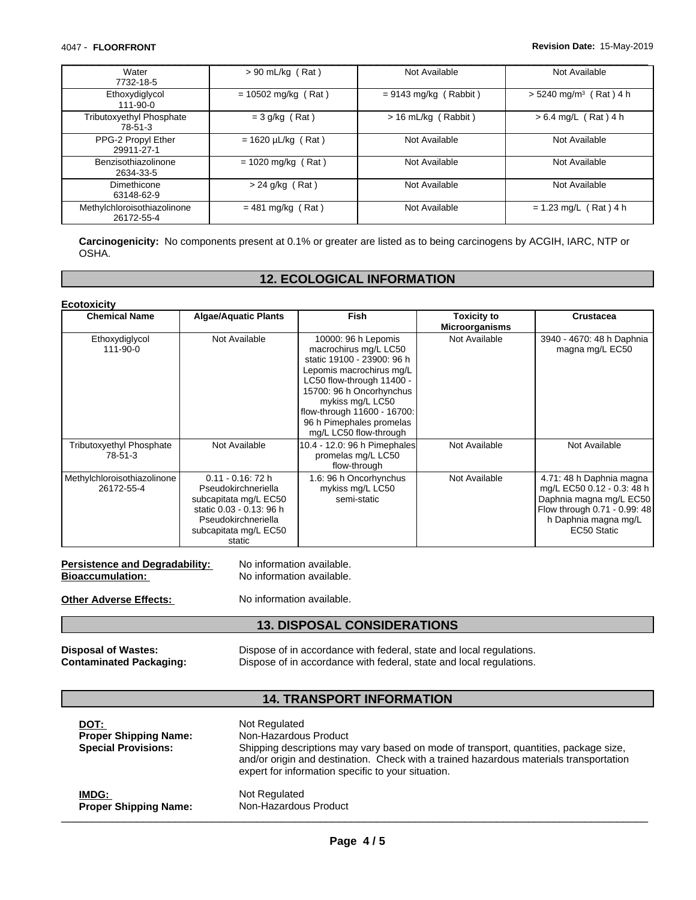| | | | |
|---|---|---|---|
| Water<br>7732-18-5 | > 90 mL/kg ( Rat ) | Not Available | Not Available |
| Ethoxydiglycol<br>111-90-0 | = 10502 mg/kg ( Rat ) | = 9143 mg/kg ( Rabbit ) | > 5240 mg/m³ ( Rat ) 4 h |
| Tributoxyethyl Phosphate<br>78-51-3 | = 3 g/kg ( Rat ) | > 16 mL/kg ( Rabbit ) | > 6.4 mg/L ( Rat ) 4 h |
| PPG-2 Propyl Ether<br>29911-27-1 | = 1620 µL/kg ( Rat ) | Not Available | Not Available |
| Benzisothiazolinone<br>2634-33-5 | = 1020 mg/kg ( Rat ) | Not Available | Not Available |
| Dimethicone<br>63148-62-9 | > 24 g/kg ( Rat ) | Not Available | Not Available |
| Methylchloroisothiazolinone<br>26172-55-4 | = 481 mg/kg ( Rat ) | Not Available | = 1.23 mg/L ( Rat ) 4 h |

**Carcinogenicity:** No components present at 0.1% or greater are listed as to being carcinogens by ACGIH, IARC, NTP or OSHA.

## 12. ECOLOGICAL INFORMATION

**Ecotoxicity**

| Chemical Name | Algae/Aquatic Plants | Fish | Toxicity to Microorganisms | Crustacea |
|---|---|---|---|---|
| Ethoxydiglycol<br>111-90-0 | Not Available | 10000: 96 h Lepomis macrochirus mg/L LC50 static 19100 - 23900: 96 h Lepomis macrochirus mg/L LC50 flow-through 11400 - 15700: 96 h Oncorhynchus mykiss mg/L LC50 flow-through 11600 - 16700: 96 h Pimephales promelas mg/L LC50 flow-through | Not Available | 3940 - 4670: 48 h Daphnia magna mg/L EC50 |
| Tributoxyethyl Phosphate<br>78-51-3 | Not Available | 10.4 - 12.0: 96 h Pimephales promelas mg/L LC50 flow-through | Not Available | Not Available |
| Methylchloroisothiazolinone<br>26172-55-4 | 0.11 - 0.16: 72 h Pseudokirchneriella subcapitata mg/L EC50 static 0.03 - 0.13: 96 h Pseudokirchneriella subcapitata mg/L EC50 static | 1.6: 96 h Oncorhynchus mykiss mg/L LC50 semi-static | Not Available | 4.71: 48 h Daphnia magna mg/L EC50 0.12 - 0.3: 48 h Daphnia magna mg/L EC50 Flow through 0.71 - 0.99: 48 h Daphnia magna mg/L EC50 Static |

**Persistence and Degradability:** No information available.
**Bioaccumulation:** No information available.

**Other Adverse Effects:** No information available.

## 13. DISPOSAL CONSIDERATIONS

**Disposal of Wastes:** Dispose of in accordance with federal, state and local regulations.
**Contaminated Packaging:** Dispose of in accordance with federal, state and local regulations.

## 14. TRANSPORT INFORMATION

**DOT:** Not Regulated
**Proper Shipping Name:** Non-Hazardous Product
**Special Provisions:** Shipping descriptions may vary based on mode of transport, quantities, package size, and/or origin and destination. Check with a trained hazardous materials transportation expert for information specific to your situation.

**IMDG:** Not Regulated
**Proper Shipping Name:** Non-Hazardous Product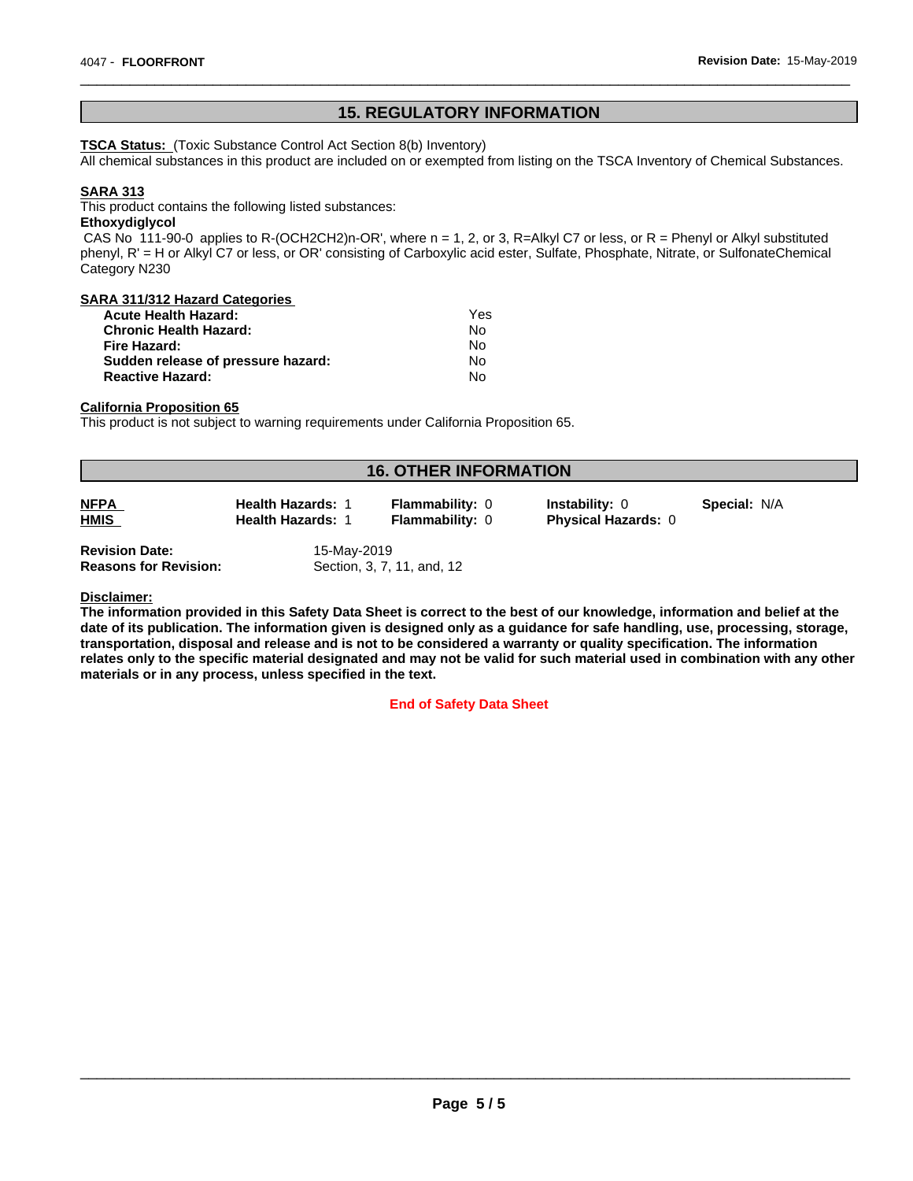## 15. REGULATORY INFORMATION

**TSCA Status:** (Toxic Substance Control Act Section 8(b) Inventory)
All chemical substances in this product are included on or exempted from listing on the TSCA Inventory of Chemical Substances.

**SARA 313**
This product contains the following listed substances:
**Ethoxydiglycol**
CAS No 111-90-0 applies to R-(OCH2CH2)n-OR', where n = 1, 2, or 3, R=Alkyl C7 or less, or R = Phenyl or Alkyl substituted phenyl, R' = H or Alkyl C7 or less, or OR' consisting of Carboxylic acid ester, Sulfate, Phosphate, Nitrate, or SulfonateChemical Category N230

**SARA 311/312 Hazard Categories**

| | |
|---|---|
| **Acute Health Hazard:** | Yes |
| **Chronic Health Hazard:** | No |
| **Fire Hazard:** | No |
| **Sudden release of pressure hazard:** | No |
| **Reactive Hazard:** | No |

**California Proposition 65**
This product is not subject to warning requirements under California Proposition 65.

## 16. OTHER INFORMATION

| | | | | |
|---|---|---|---|---|
| **NFPA** | **Health Hazards:** 1 | **Flammability:** 0 | **Instability:** 0 | **Special:** N/A |
| **HMIS** | **Health Hazards:** 1 | **Flammability:** 0 | **Physical Hazards:** 0 | |

**Revision Date:** 15-May-2019
**Reasons for Revision:** Section, 3, 7, 11, and, 12

**Disclaimer:**
**The information provided in this Safety Data Sheet is correct to the best of our knowledge, information and belief at the date of its publication. The information given is designed only as a guidance for safe handling, use, processing, storage, transportation, disposal and release and is not to be considered a warranty or quality specification. The information relates only to the specific material designated and may not be valid for such material used in combination with any other materials or in any process, unless specified in the text.**

**End of Safety Data Sheet**